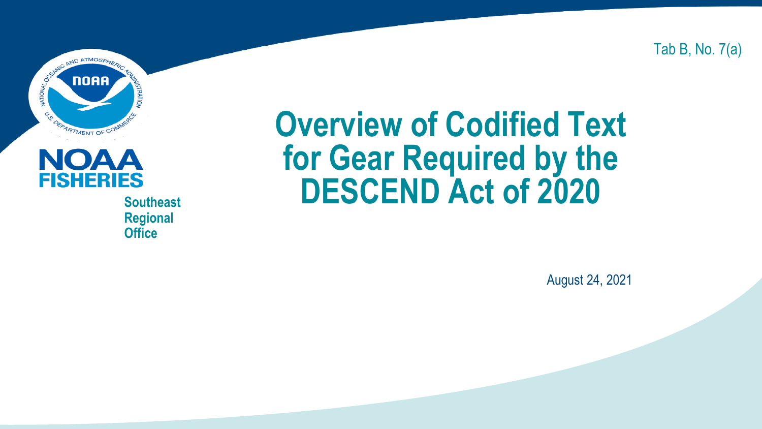Tab B, No. 7(a)

NOAA FISHERIES

Southeast Regional Office

# Overview of Codified Text for Gear Required by the DESCEND Act of 2020

August 24, 2021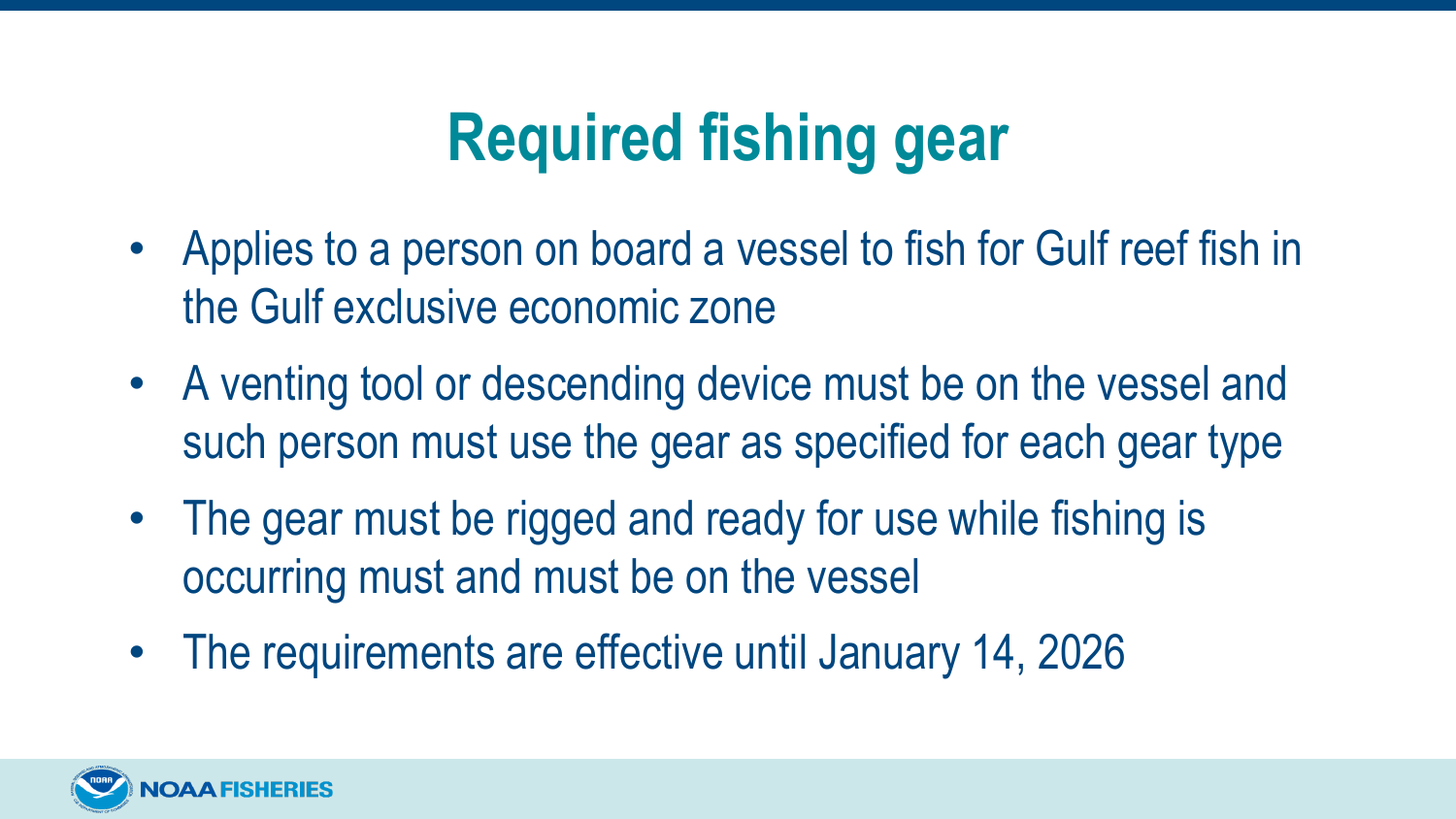# Required fishing gear

- Applies to a person on board a vessel to fish for Gulf reef fish in the Gulf exclusive economic zone
- A venting tool or descending device must be on the vessel and such person must use the gear as specified for each gear type
- The gear must be rigged and ready for use while fishing is occurring must and must be on the vessel
- The requirements are effective until January 14, 2026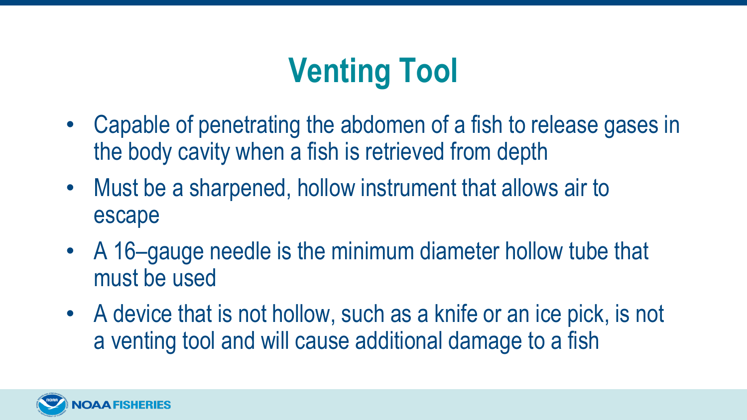# Venting Tool

- Capable of penetrating the abdomen of a fish to release gases in the body cavity when a fish is retrieved from depth
- Must be a sharpened, hollow instrument that allows air to escape
- A 16–gauge needle is the minimum diameter hollow tube that must be used
- A device that is not hollow, such as a knife or an ice pick, is not a venting tool and will cause additional damage to a fish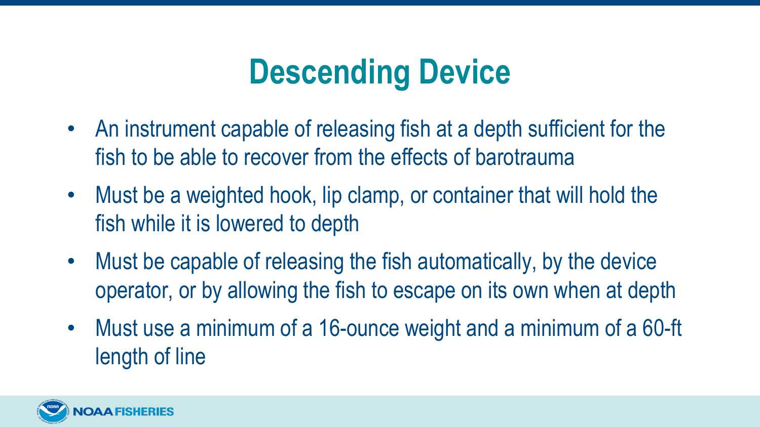# Descending Device

- An instrument capable of releasing fish at a depth sufficient for the fish to be able to recover from the effects of barotrauma
- Must be a weighted hook, lip clamp, or container that will hold the fish while it is lowered to depth
- Must be capable of releasing the fish automatically, by the device operator, or by allowing the fish to escape on its own when at depth
- Must use a minimum of a 16-ounce weight and a minimum of a 60-ft length of line